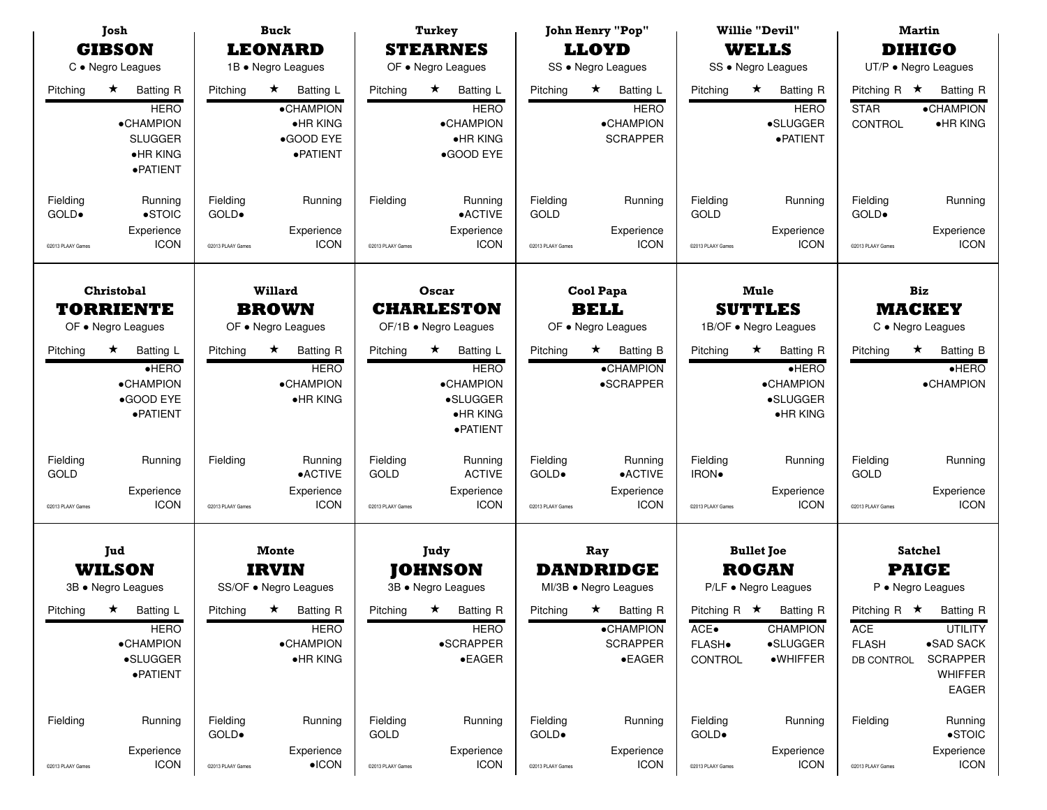## Josh GIBSON
C • Negro Leagues

| Pitching | ★ | Batting R |
|---|---|---|
| | | HERO |
| | | •CHAMPION |
| | | SLUGGER |
| | | •HR KING |
| | | •PATIENT |

| Fielding | Running |
|---|---|
| GOLD• | •STOIC |

Experience: ICON

©2013 PLAAY Games

## Buck LEONARD
1B • Negro Leagues

| Pitching | ★ | Batting L |
|---|---|---|
| | | •CHAMPION |
| | | •HR KING |
| | | •GOOD EYE |
| | | •PATIENT |

| Fielding | Running |
|---|---|
| GOLD• | |

Experience: ICON

©2013 PLAAY Games

## Turkey STEARNES
OF • Negro Leagues

| Pitching | ★ | Batting L |
|---|---|---|
| | | HERO |
| | | •CHAMPION |
| | | •HR KING |
| | | •GOOD EYE |

| Fielding | Running |
|---|---|
| | •ACTIVE |

Experience: ICON

©2013 PLAAY Games

## John Henry "Pop" LLOYD
SS • Negro Leagues

| Pitching | ★ | Batting L |
|---|---|---|
| | | HERO |
| | | •CHAMPION |
| | | SCRAPPER |

| Fielding | Running |
|---|---|
| GOLD | |

Experience: ICON

©2013 PLAAY Games

## Willie "Devil" WELLS
SS • Negro Leagues

| Pitching | ★ | Batting R |
|---|---|---|
| | | HERO |
| | | •SLUGGER |
| | | •PATIENT |

| Fielding | Running |
|---|---|
| GOLD | |

Experience: ICON

©2013 PLAAY Games

## Martin DIHIGO
UT/P • Negro Leagues

| Pitching R | ★ | Batting R |
|---|---|---|
| STAR | | •CHAMPION |
| CONTROL | | •HR KING |

| Fielding | Running |
|---|---|
| GOLD• | |

Experience: ICON

©2013 PLAAY Games

## Christobal TORRIENTE
OF • Negro Leagues

| Pitching | ★ | Batting L |
|---|---|---|
| | | •HERO |
| | | •CHAMPION |
| | | •GOOD EYE |
| | | •PATIENT |

| Fielding | Running |
|---|---|
| GOLD | |

Experience: ICON

©2013 PLAAY Games

## Willard BROWN
OF • Negro Leagues

| Pitching | ★ | Batting R |
|---|---|---|
| | | HERO |
| | | •CHAMPION |
| | | •HR KING |

| Fielding | Running |
|---|---|
| | •ACTIVE |

Experience: ICON

©2013 PLAAY Games

## Oscar CHARLESTON
OF/1B • Negro Leagues

| Pitching | ★ | Batting L |
|---|---|---|
| | | HERO |
| | | •CHAMPION |
| | | •SLUGGER |
| | | •HR KING |
| | | •PATIENT |

| Fielding | Running |
|---|---|
| GOLD | ACTIVE |

Experience: ICON

©2013 PLAAY Games

## Cool Papa BELL
OF • Negro Leagues

| Pitching | ★ | Batting B |
|---|---|---|
| | | •CHAMPION |
| | | •SCRAPPER |

| Fielding | Running |
|---|---|
| GOLD• | •ACTIVE |

Experience: ICON

©2013 PLAAY Games

## Mule SUTTLES
1B/OF • Negro Leagues

| Pitching | ★ | Batting R |
|---|---|---|
| | | •HERO |
| | | •CHAMPION |
| | | •SLUGGER |
| | | •HR KING |

| Fielding | Running |
|---|---|
| IRON• | |

Experience: ICON

©2013 PLAAY Games

## Biz MACKEY
C • Negro Leagues

| Pitching | ★ | Batting B |
|---|---|---|
| | | •HERO |
| | | •CHAMPION |

| Fielding | Running |
|---|---|
| GOLD | |

Experience: ICON

©2013 PLAAY Games

## Jud WILSON
3B • Negro Leagues

| Pitching | ★ | Batting L |
|---|---|---|
| | | HERO |
| | | •CHAMPION |
| | | •SLUGGER |
| | | •PATIENT |

| Fielding | Running |
|---|---|
| | |

Experience: ICON

©2013 PLAAY Games

## Monte IRVIN
SS/OF • Negro Leagues

| Pitching | ★ | Batting R |
|---|---|---|
| | | HERO |
| | | •CHAMPION |
| | | •HR KING |

| Fielding | Running |
|---|---|
| GOLD• | |

Experience: •ICON

©2013 PLAAY Games

## Judy JOHNSON
3B • Negro Leagues

| Pitching | ★ | Batting R |
|---|---|---|
| | | HERO |
| | | •SCRAPPER |
| | | •EAGER |

| Fielding | Running |
|---|---|
| GOLD | |

Experience: ICON

©2013 PLAAY Games

## Ray DANDRIDGE
MI/3B • Negro Leagues

| Pitching | ★ | Batting R |
|---|---|---|
| | | •CHAMPION |
| | | SCRAPPER |
| | | •EAGER |

| Fielding | Running |
|---|---|
| GOLD• | |

Experience: ICON

©2013 PLAAY Games

## Bullet Joe ROGAN
P/LF • Negro Leagues

| Pitching R | ★ | Batting R |
|---|---|---|
| ACE• | | CHAMPION |
| FLASH• | | •SLUGGER |
| CONTROL | | •WHIFFER |

| Fielding | Running |
|---|---|
| GOLD• | |

Experience: ICON

©2013 PLAAY Games

## Satchel PAIGE
P • Negro Leagues

| Pitching R | ★ | Batting R |
|---|---|---|
| ACE | | UTILITY |
| FLASH | | •SAD SACK |
| DB CONTROL | | SCRAPPER |
| | | WHIFFER |
| | | EAGER |

| Fielding | Running |
|---|---|
| | •STOIC |

Experience: ICON

©2013 PLAAY Games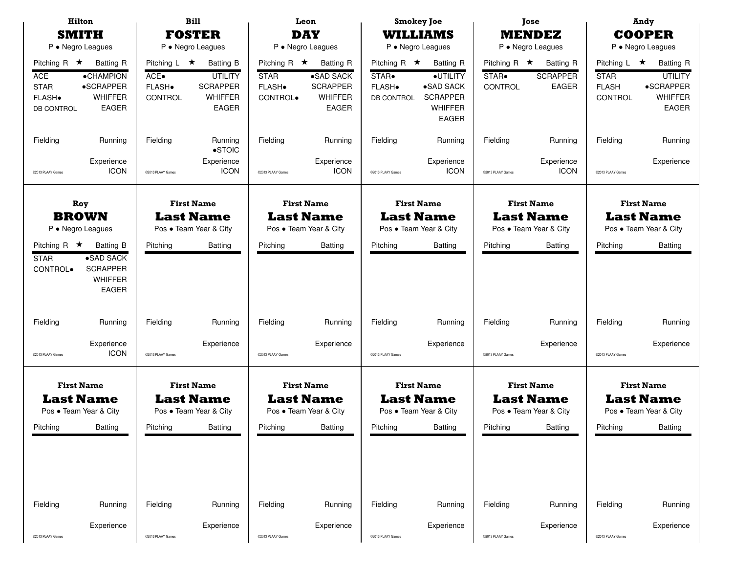**Hilton**
## SMITH
P • Negro Leagues

Pitching R ★ Batting R

ACE
STAR
FLASH•
DB CONTROL

•CHAMPION
•SCRAPPER
WHIFFER
EAGER

Fielding

Running

Experience
ICON

©2013 PLAAY Games

---

**Bill**
## FOSTER
P • Negro Leagues

Pitching L ★ Batting B

ACE•
FLASH•
CONTROL

UTILITY
SCRAPPER
WHIFFER
EAGER

Fielding

Running
•STOIC

Experience
ICON

©2013 PLAAY Games

---

**Leon**
## DAY
P • Negro Leagues

Pitching R ★ Batting R

STAR
FLASH•
CONTROL•

•SAD SACK
SCRAPPER
WHIFFER
EAGER

Fielding

Running

Experience
ICON

©2013 PLAAY Games

---

**Smokey Joe**
## WILLIAMS
P • Negro Leagues

Pitching R ★ Batting R

STAR•
FLASH•
DB CONTROL

•UTILITY
•SAD SACK
SCRAPPER
WHIFFER
EAGER

Fielding

Running

Experience
ICON

©2013 PLAAY Games

---

**Jose**
## MENDEZ
P • Negro Leagues

Pitching R ★ Batting R

STAR•
CONTROL

SCRAPPER
EAGER

Fielding

Running

Experience
ICON

©2013 PLAAY Games

---

**Andy**
## COOPER
P • Negro Leagues

Pitching L ★ Batting R

STAR
FLASH
CONTROL

UTILITY
•SCRAPPER
WHIFFER
EAGER

Fielding

Running

Experience

©2013 PLAAY Games

---

**Roy**
## BROWN
P • Negro Leagues

Pitching R ★ Batting B

STAR
CONTROL•

•SAD SACK
SCRAPPER
WHIFFER
EAGER

Fielding

Running

Experience
ICON

©2013 PLAAY Games

---

**First Name**
## Last Name
Pos • Team Year & City

Pitching Batting

Fielding Running

Experience

©2013 PLAAY Games

---

**First Name**
## Last Name
Pos • Team Year & City

Pitching Batting

Fielding Running

Experience

©2013 PLAAY Games

---

**First Name**
## Last Name
Pos • Team Year & City

Pitching Batting

Fielding Running

Experience

©2013 PLAAY Games

---

**First Name**
## Last Name
Pos • Team Year & City

Pitching Batting

Fielding Running

Experience

©2013 PLAAY Games

---

**First Name**
## Last Name
Pos • Team Year & City

Pitching Batting

Fielding Running

Experience

©2013 PLAAY Games

---

**First Name**
## Last Name
Pos • Team Year & City

Pitching Batting

Fielding Running

Experience

©2013 PLAAY Games

---

**First Name**
## Last Name
Pos • Team Year & City

Pitching Batting

Fielding Running

Experience

©2013 PLAAY Games

---

**First Name**
## Last Name
Pos • Team Year & City

Pitching Batting

Fielding Running

Experience

©2013 PLAAY Games

---

**First Name**
## Last Name
Pos • Team Year & City

Pitching Batting

Fielding Running

Experience

©2013 PLAAY Games

---

**First Name**
## Last Name
Pos • Team Year & City

Pitching Batting

Fielding Running

Experience

©2013 PLAAY Games

---

**First Name**
## Last Name
Pos • Team Year & City

Pitching Batting

Fielding Running

Experience

©2013 PLAAY Games